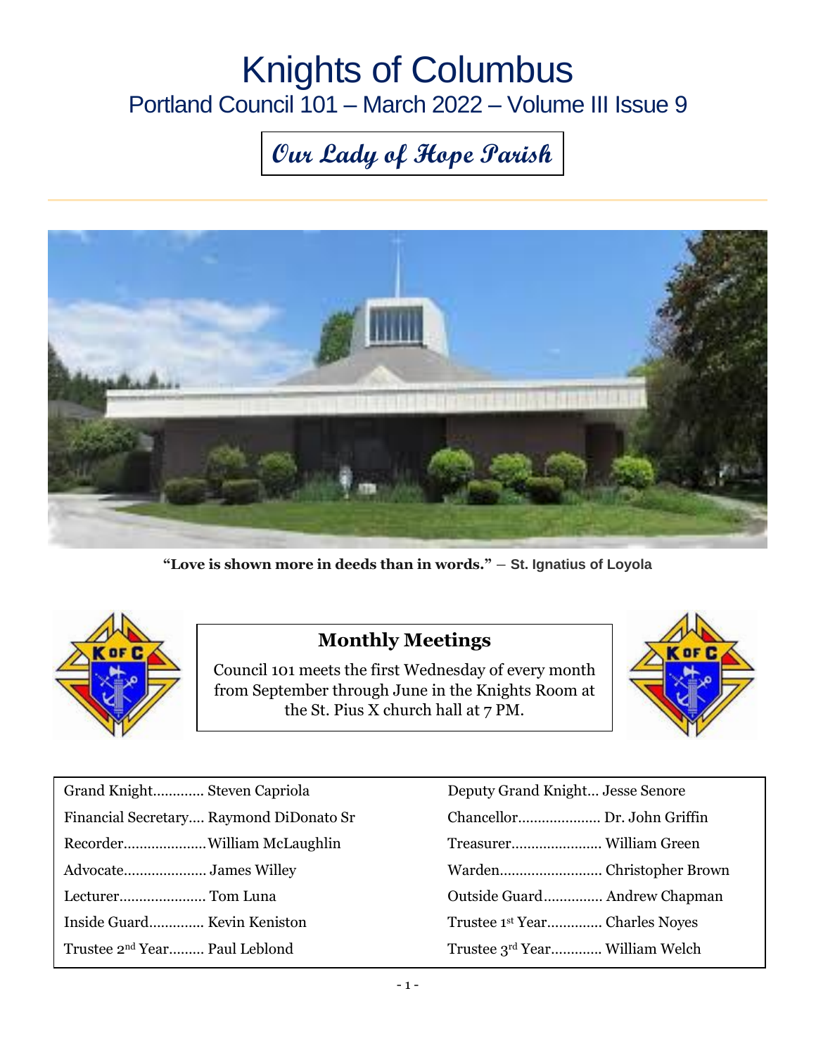# Knights of Columbus

## Portland Council 101 – March 2022 – Volume III Issue 9

***Our Lady of Hope Parish***

**"Love is shown more in deeds than in words."** – **St. Ignatius of Loyola**

### Monthly Meetings

Council 101 meets the first Wednesday of every month from September through June in the Knights Room at the St. Pius X church hall at 7 PM.

| | |
|---|---|
| Grand Knight............. Steven Capriola | Deputy Grand Knight... Jesse Senore |
| Financial Secretary.... Raymond DiDonato Sr | Chancellor..................... Dr. John Griffin |
| Recorder.....................William McLaughlin | Treasurer....................... William Green |
| Advocate..................... James Willey | Warden.......................... Christopher Brown |
| Lecturer...................... Tom Luna | Outside Guard............... Andrew Chapman |
| Inside Guard.............. Kevin Keniston | Trustee 1st Year.............. Charles Noyes |
| Trustee 2nd Year......... Paul Leblond | Trustee 3rd Year............. William Welch |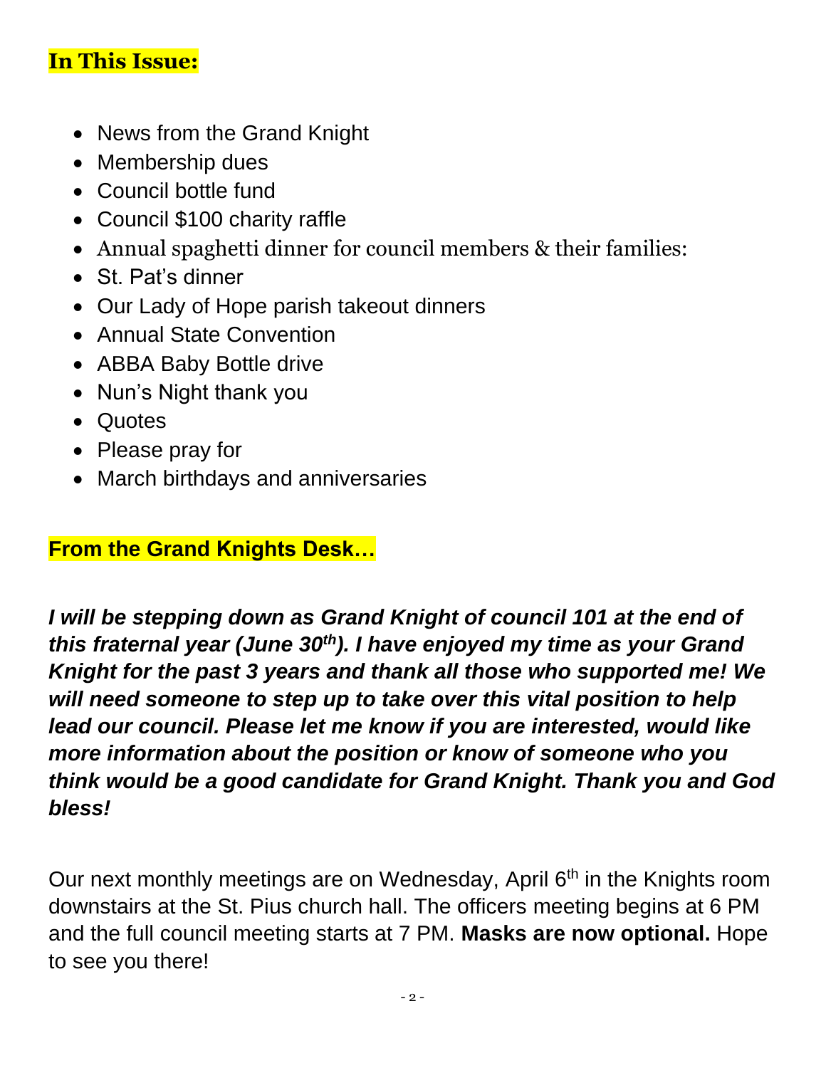## In This Issue:

- News from the Grand Knight
- Membership dues
- Council bottle fund
- Council $100 charity raffle
- Annual spaghetti dinner for council members & their families:
- St. Pat's dinner
- Our Lady of Hope parish takeout dinners
- Annual State Convention
- ABBA Baby Bottle drive
- Nun's Night thank you
- Quotes
- Please pray for
- March birthdays and anniversaries

## From the Grand Knights Desk…

***I will be stepping down as Grand Knight of council 101 at the end of this fraternal year (June 30th). I have enjoyed my time as your Grand Knight for the past 3 years and thank all those who supported me! We will need someone to step up to take over this vital position to help lead our council. Please let me know if you are interested, would like more information about the position or know of someone who you think would be a good candidate for Grand Knight. Thank you and God bless!***

Our next monthly meetings are on Wednesday, April 6th in the Knights room downstairs at the St. Pius church hall. The officers meeting begins at 6 PM and the full council meeting starts at 7 PM. **Masks are now optional.** Hope to see you there!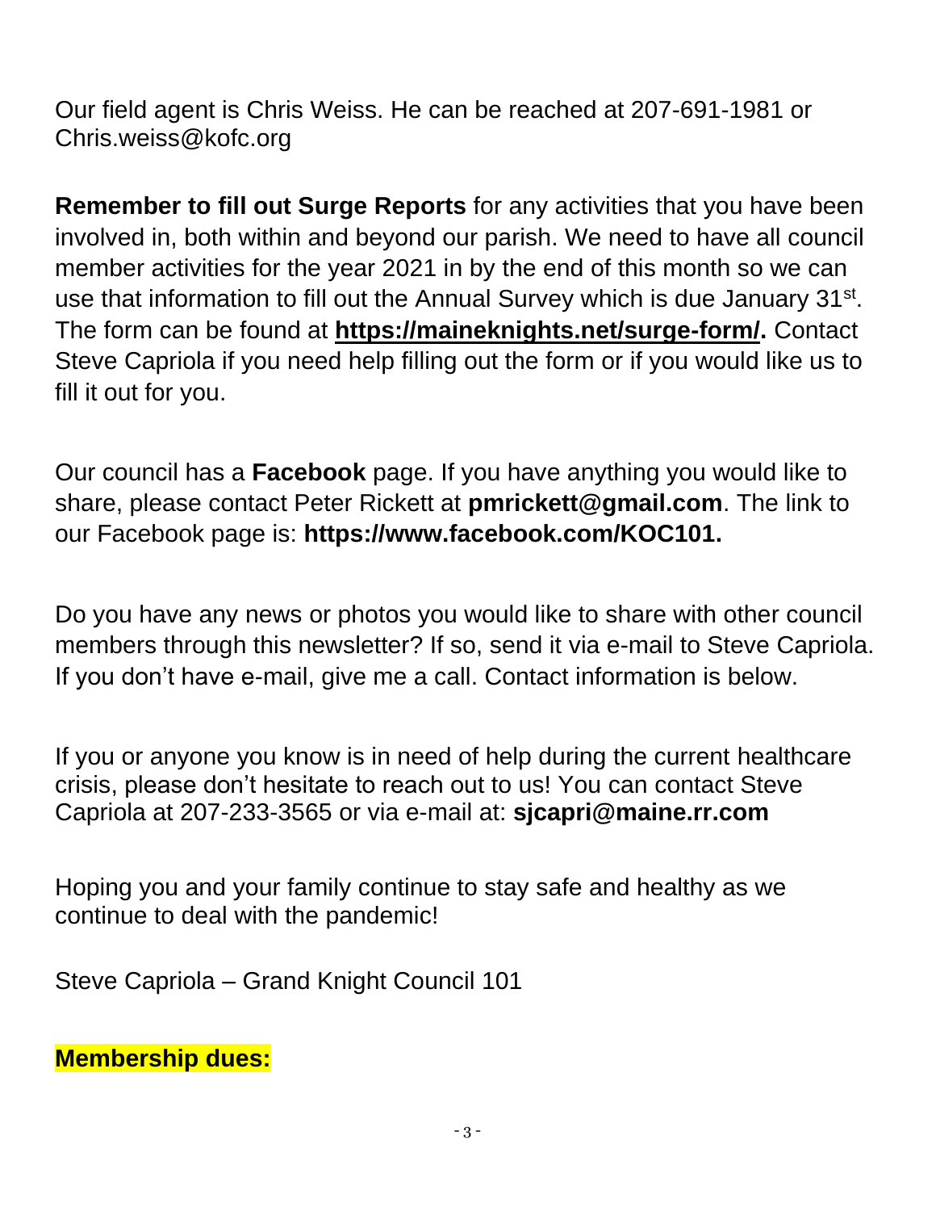Our field agent is Chris Weiss. He can be reached at 207-691-1981 or Chris.weiss@kofc.org

**Remember to fill out Surge Reports** for any activities that you have been involved in, both within and beyond our parish. We need to have all council member activities for the year 2021 in by the end of this month so we can use that information to fill out the Annual Survey which is due January 31st. The form can be found at **https://maineknights.net/surge-form/.** Contact Steve Capriola if you need help filling out the form or if you would like us to fill it out for you.

Our council has a **Facebook** page. If you have anything you would like to share, please contact Peter Rickett at **pmrickett@gmail.com**. The link to our Facebook page is: **https://www.facebook.com/KOC101.**

Do you have any news or photos you would like to share with other council members through this newsletter? If so, send it via e-mail to Steve Capriola. If you don't have e-mail, give me a call. Contact information is below.

If you or anyone you know is in need of help during the current healthcare crisis, please don't hesitate to reach out to us! You can contact Steve Capriola at 207-233-3565 or via e-mail at: **sjcapri@maine.rr.com**

Hoping you and your family continue to stay safe and healthy as we continue to deal with the pandemic!

Steve Capriola – Grand Knight Council 101

**Membership dues:**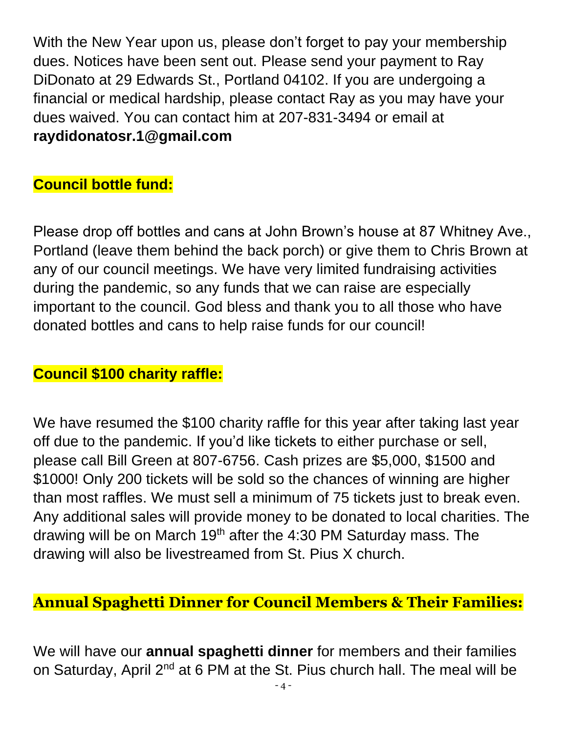With the New Year upon us, please don't forget to pay your membership dues. Notices have been sent out. Please send your payment to Ray DiDonato at 29 Edwards St., Portland 04102. If you are undergoing a financial or medical hardship, please contact Ray as you may have your dues waived. You can contact him at 207-831-3494 or email at **raydidonatosr.1@gmail.com**

## Council bottle fund:

Please drop off bottles and cans at John Brown's house at 87 Whitney Ave., Portland (leave them behind the back porch) or give them to Chris Brown at any of our council meetings. We have very limited fundraising activities during the pandemic, so any funds that we can raise are especially important to the council. God bless and thank you to all those who have donated bottles and cans to help raise funds for our council!

## Council $100 charity raffle:

We have resumed the $100 charity raffle for this year after taking last year off due to the pandemic. If you'd like tickets to either purchase or sell, please call Bill Green at 807-6756. Cash prizes are $5,000, $1500 and $1000! Only 200 tickets will be sold so the chances of winning are higher than most raffles. We must sell a minimum of 75 tickets just to break even. Any additional sales will provide money to be donated to local charities. The drawing will be on March 19th after the 4:30 PM Saturday mass. The drawing will also be livestreamed from St. Pius X church.

## Annual Spaghetti Dinner for Council Members & Their Families:

We will have our **annual spaghetti dinner** for members and their families on Saturday, April 2nd at 6 PM at the St. Pius church hall. The meal will be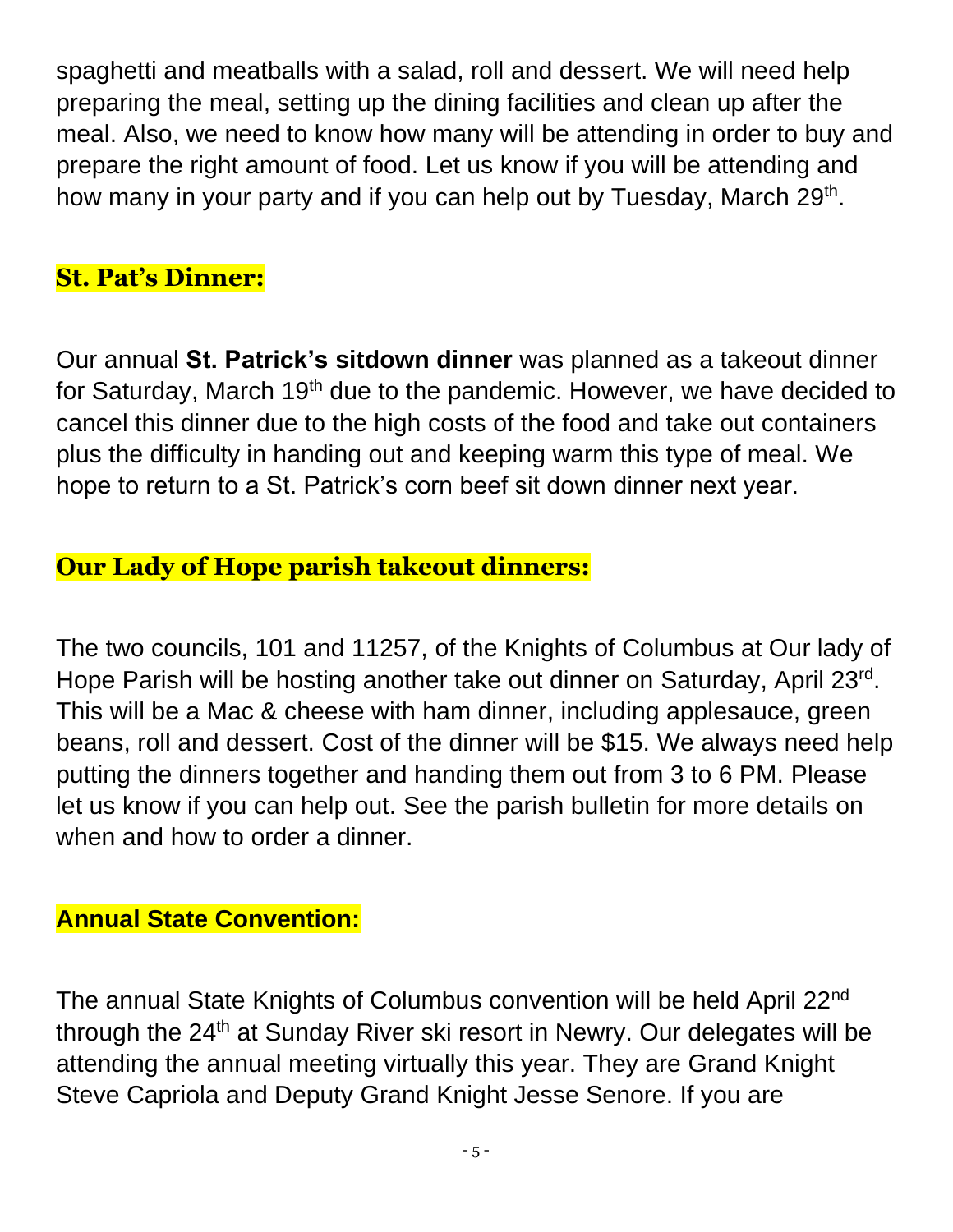spaghetti and meatballs with a salad, roll and dessert. We will need help preparing the meal, setting up the dining facilities and clean up after the meal. Also, we need to know how many will be attending in order to buy and prepare the right amount of food. Let us know if you will be attending and how many in your party and if you can help out by Tuesday, March 29th.

## St. Pat's Dinner:

Our annual **St. Patrick's sitdown dinner** was planned as a takeout dinner for Saturday, March 19th due to the pandemic. However, we have decided to cancel this dinner due to the high costs of the food and take out containers plus the difficulty in handing out and keeping warm this type of meal. We hope to return to a St. Patrick's corn beef sit down dinner next year.

## Our Lady of Hope parish takeout dinners:

The two councils, 101 and 11257, of the Knights of Columbus at Our lady of Hope Parish will be hosting another take out dinner on Saturday, April 23rd. This will be a Mac & cheese with ham dinner, including applesauce, green beans, roll and dessert. Cost of the dinner will be $15. We always need help putting the dinners together and handing them out from 3 to 6 PM. Please let us know if you can help out. See the parish bulletin for more details on when and how to order a dinner.

## Annual State Convention:

The annual State Knights of Columbus convention will be held April 22nd through the 24th at Sunday River ski resort in Newry. Our delegates will be attending the annual meeting virtually this year. They are Grand Knight Steve Capriola and Deputy Grand Knight Jesse Senore. If you are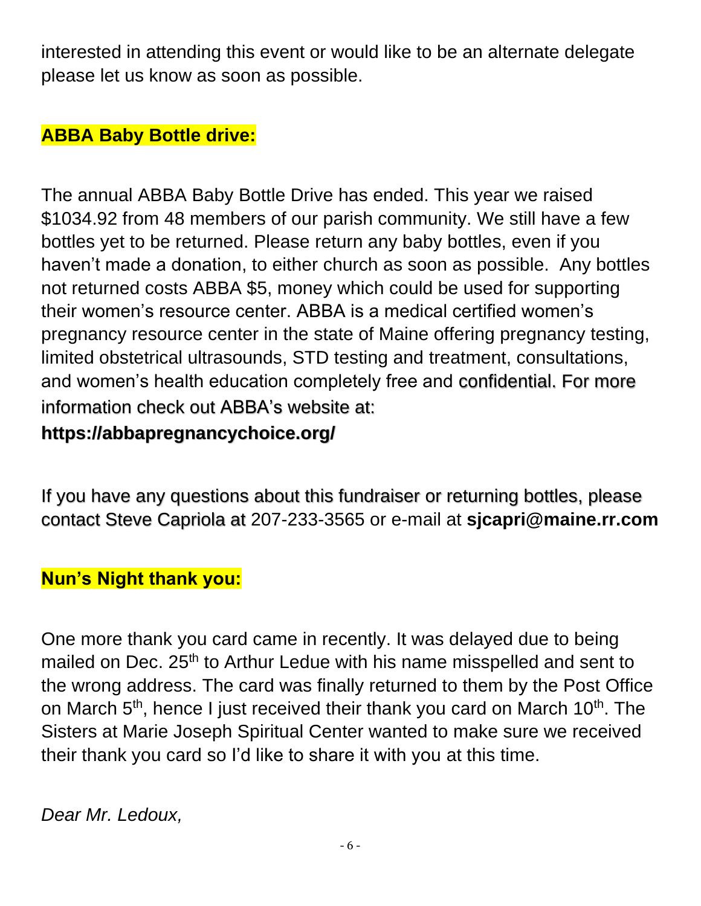interested in attending this event or would like to be an alternate delegate please let us know as soon as possible.

## ABBA Baby Bottle drive:

The annual ABBA Baby Bottle Drive has ended. This year we raised $1034.92 from 48 members of our parish community. We still have a few bottles yet to be returned. Please return any baby bottles, even if you haven't made a donation, to either church as soon as possible. Any bottles not returned costs ABBA $5, money which could be used for supporting their women's resource center. ABBA is a medical certified women's pregnancy resource center in the state of Maine offering pregnancy testing, limited obstetrical ultrasounds, STD testing and treatment, consultations, and women's health education completely free and confidential. For more information check out ABBA's website at:
**https://abbapregnancychoice.org/**

If you have any questions about this fundraiser or returning bottles, please contact Steve Capriola at 207-233-3565 or e-mail at **sjcapri@maine.rr.com**

## Nun's Night thank you:

One more thank you card came in recently. It was delayed due to being mailed on Dec. 25th to Arthur Ledue with his name misspelled and sent to the wrong address. The card was finally returned to them by the Post Office on March 5th, hence I just received their thank you card on March 10th. The Sisters at Marie Joseph Spiritual Center wanted to make sure we received their thank you card so I'd like to share it with you at this time.

*Dear Mr. Ledoux,*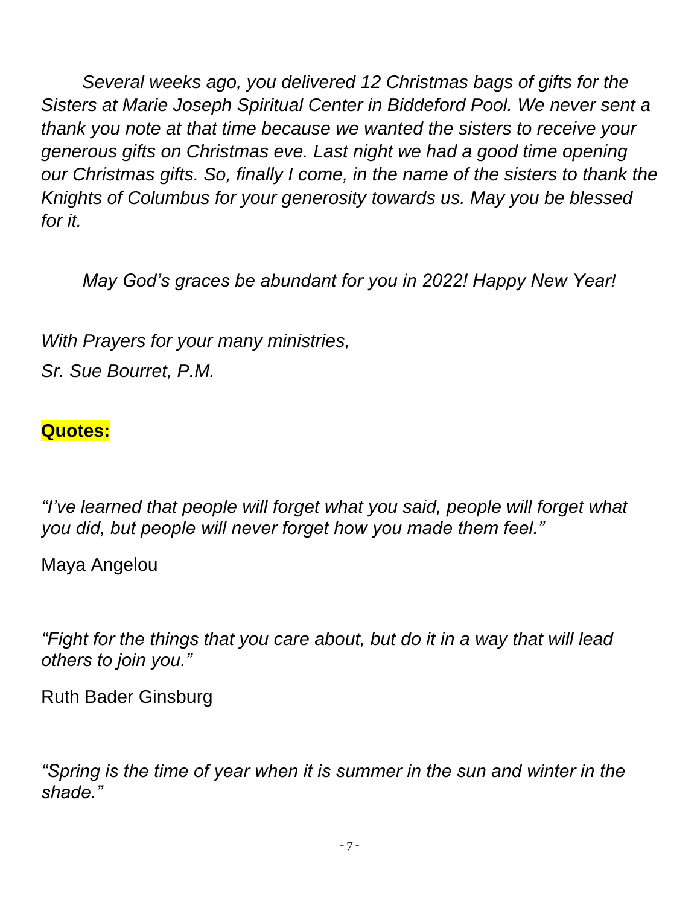*Several weeks ago, you delivered 12 Christmas bags of gifts for the Sisters at Marie Joseph Spiritual Center in Biddeford Pool. We never sent a thank you note at that time because we wanted the sisters to receive your generous gifts on Christmas eve. Last night we had a good time opening our Christmas gifts. So, finally I come, in the name of the sisters to thank the Knights of Columbus for your generosity towards us. May you be blessed for it.*

*May God's graces be abundant for you in 2022! Happy New Year!*

*With Prayers for your many ministries,*

*Sr. Sue Bourret, P.M.*

**Quotes:**

*"I've learned that people will forget what you said, people will forget what you did, but people will never forget how you made them feel."*

Maya Angelou

*"Fight for the things that you care about, but do it in a way that will lead others to join you."*

Ruth Bader Ginsburg

*"Spring is the time of year when it is summer in the sun and winter in the shade."*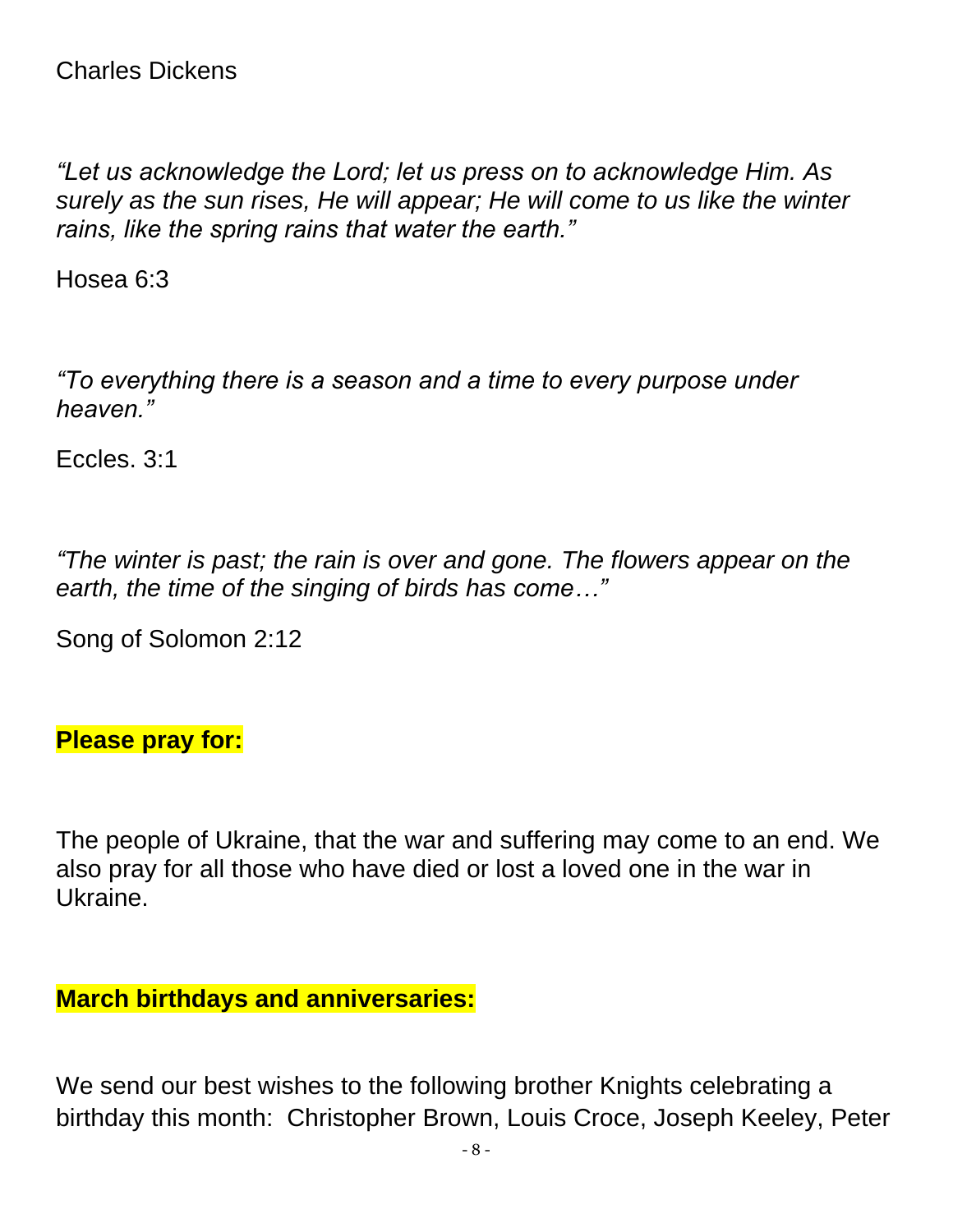Charles Dickens

*“Let us acknowledge the Lord; let us press on to acknowledge Him. As surely as the sun rises, He will appear; He will come to us like the winter rains, like the spring rains that water the earth.”*

Hosea 6:3

*“To everything there is a season and a time to every purpose under heaven.”*

Eccles. 3:1

*“The winter is past; the rain is over and gone. The flowers appear on the earth, the time of the singing of birds has come…”*

Song of Solomon 2:12

**Please pray for:**

The people of Ukraine, that the war and suffering may come to an end. We also pray for all those who have died or lost a loved one in the war in Ukraine.

**March birthdays and anniversaries:**

We send our best wishes to the following brother Knights celebrating a birthday this month: Christopher Brown, Louis Croce, Joseph Keeley, Peter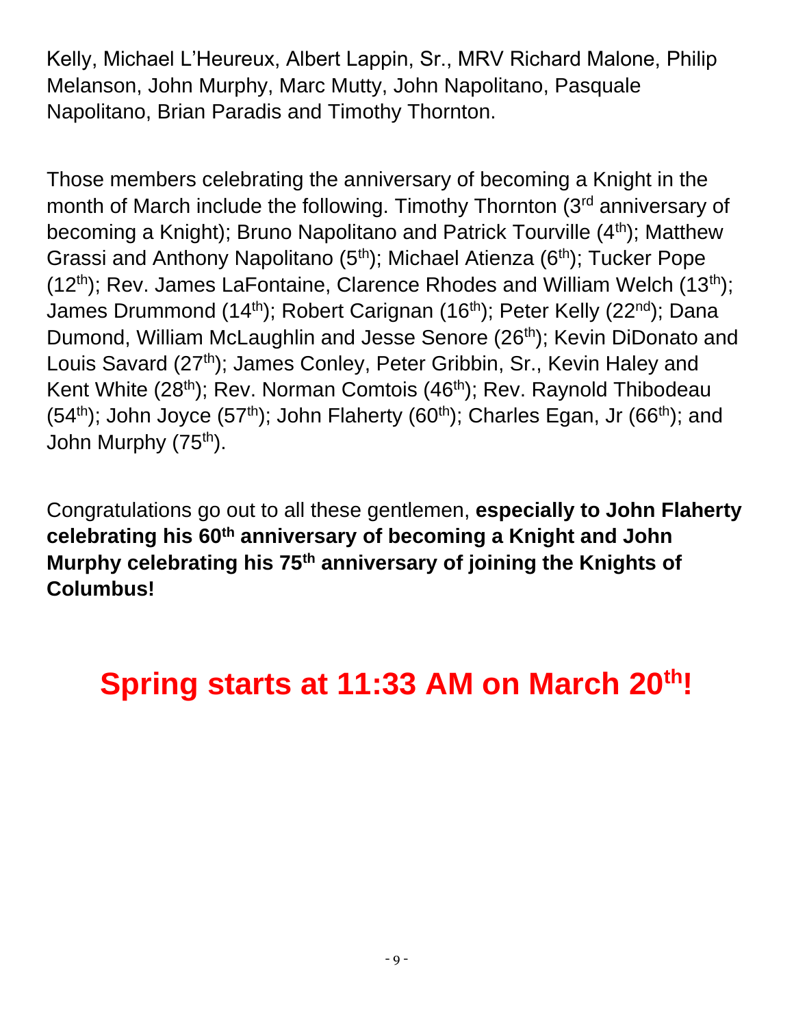Kelly, Michael L'Heureux, Albert Lappin, Sr., MRV Richard Malone, Philip Melanson, John Murphy, Marc Mutty, John Napolitano, Pasquale Napolitano, Brian Paradis and Timothy Thornton.

Those members celebrating the anniversary of becoming a Knight in the month of March include the following. Timothy Thornton (3rd anniversary of becoming a Knight); Bruno Napolitano and Patrick Tourville (4th); Matthew Grassi and Anthony Napolitano (5th); Michael Atienza (6th); Tucker Pope (12th); Rev. James LaFontaine, Clarence Rhodes and William Welch (13th); James Drummond (14th); Robert Carignan (16th); Peter Kelly (22nd); Dana Dumond, William McLaughlin and Jesse Senore (26th); Kevin DiDonato and Louis Savard (27th); James Conley, Peter Gribbin, Sr., Kevin Haley and Kent White (28th); Rev. Norman Comtois (46th); Rev. Raynold Thibodeau (54th); John Joyce (57th); John Flaherty (60th); Charles Egan, Jr (66th); and John Murphy (75th).

Congratulations go out to all these gentlemen, **especially to John Flaherty celebrating his 60th anniversary of becoming a Knight and John Murphy celebrating his 75th anniversary of joining the Knights of Columbus!**

## Spring starts at 11:33 AM on March 20th!